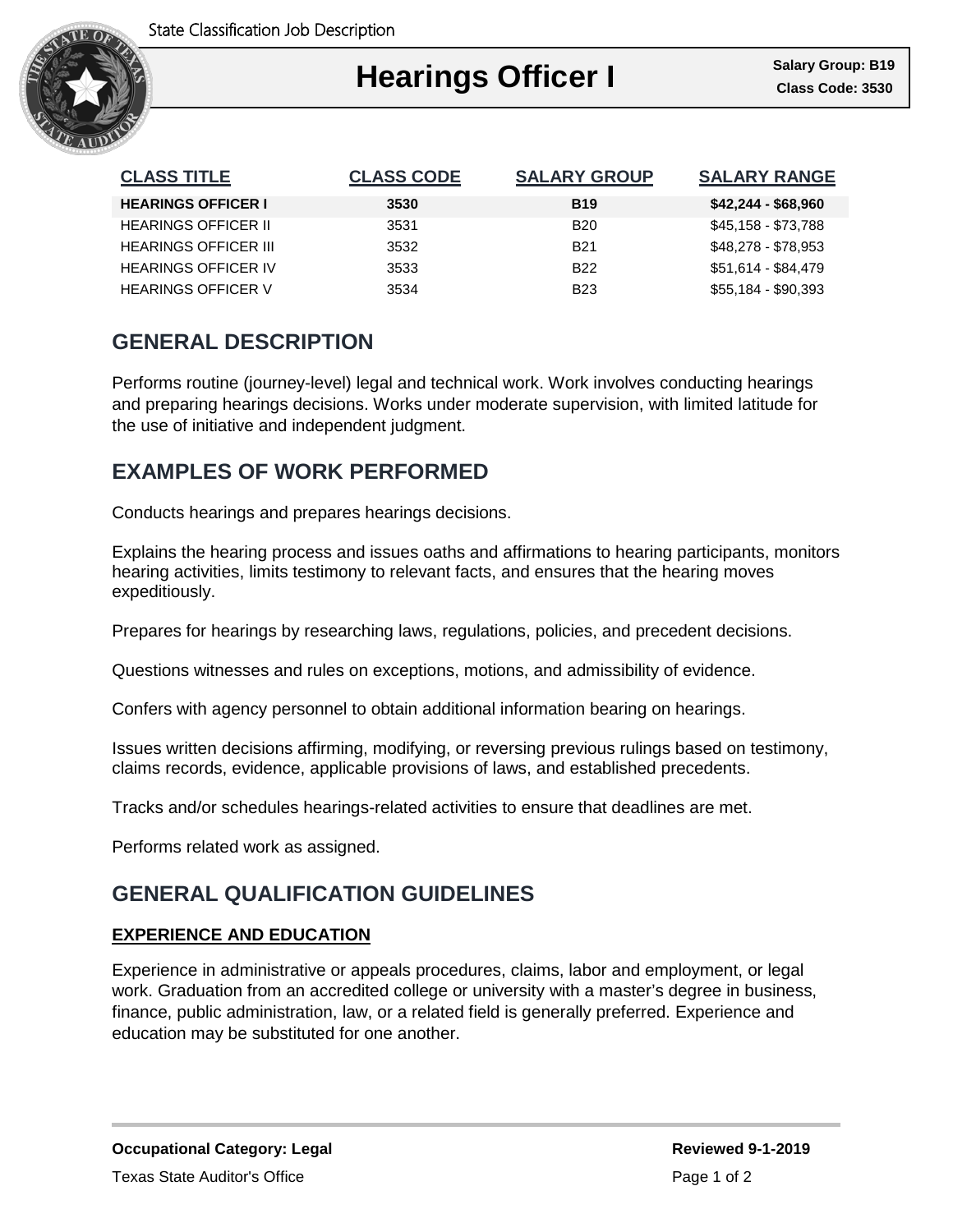# Hearings Officer I

**Salary Group: B19**
**Class Code: 3530**

| CLASS TITLE | CLASS CODE | SALARY GROUP | SALARY RANGE |
|---|---|---|---|
| **HEARINGS OFFICER I** | **3530** | **B19** | **$42,244 - $68,960** |
| HEARINGS OFFICER II | 3531 | B20 | $45,158 - $73,788 |
| HEARINGS OFFICER III | 3532 | B21 | $48,278 - $78,953 |
| HEARINGS OFFICER IV | 3533 | B22 | $51,614 - $84,479 |
| HEARINGS OFFICER V | 3534 | B23 | $55,184 - $90,393 |

## GENERAL DESCRIPTION

Performs routine (journey-level) legal and technical work. Work involves conducting hearings and preparing hearings decisions. Works under moderate supervision, with limited latitude for the use of initiative and independent judgment.

## EXAMPLES OF WORK PERFORMED

Conducts hearings and prepares hearings decisions.

Explains the hearing process and issues oaths and affirmations to hearing participants, monitors hearing activities, limits testimony to relevant facts, and ensures that the hearing moves expeditiously.

Prepares for hearings by researching laws, regulations, policies, and precedent decisions.

Questions witnesses and rules on exceptions, motions, and admissibility of evidence.

Confers with agency personnel to obtain additional information bearing on hearings.

Issues written decisions affirming, modifying, or reversing previous rulings based on testimony, claims records, evidence, applicable provisions of laws, and established precedents.

Tracks and/or schedules hearings-related activities to ensure that deadlines are met.

Performs related work as assigned.

## GENERAL QUALIFICATION GUIDELINES

### EXPERIENCE AND EDUCATION

Experience in administrative or appeals procedures, claims, labor and employment, or legal work. Graduation from an accredited college or university with a master’s degree in business, finance, public administration, law, or a related field is generally preferred. Experience and education may be substituted for one another.

**Occupational Category: Legal**

**Reviewed 9-1-2019**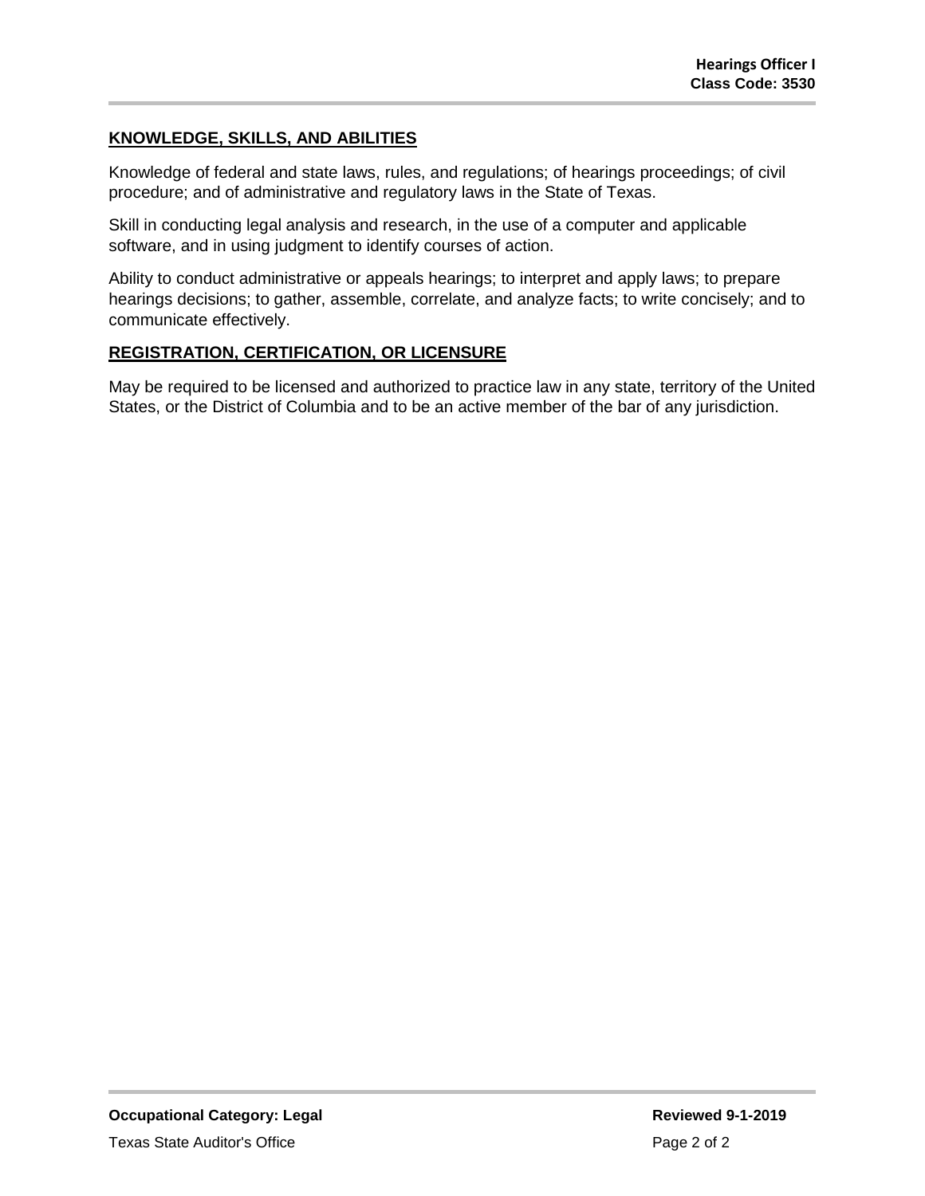## KNOWLEDGE, SKILLS, AND ABILITIES

Knowledge of federal and state laws, rules, and regulations; of hearings proceedings; of civil procedure; and of administrative and regulatory laws in the State of Texas.

Skill in conducting legal analysis and research, in the use of a computer and applicable software, and in using judgment to identify courses of action.

Ability to conduct administrative or appeals hearings; to interpret and apply laws; to prepare hearings decisions; to gather, assemble, correlate, and analyze facts; to write concisely; and to communicate effectively.

## REGISTRATION, CERTIFICATION, OR LICENSURE

May be required to be licensed and authorized to practice law in any state, territory of the United States, or the District of Columbia and to be an active member of the bar of any jurisdiction.